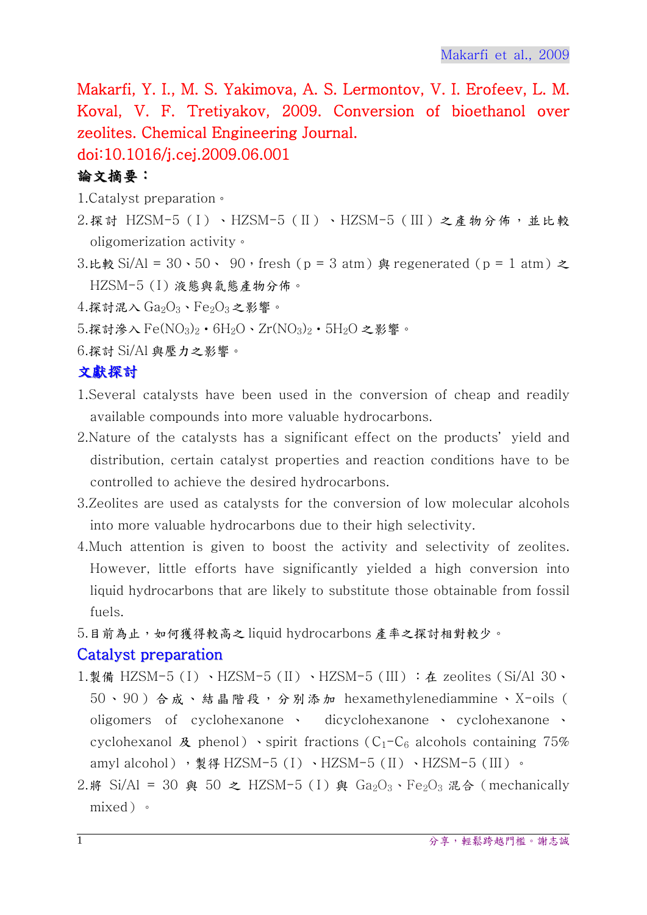Makarfi, Y. I., M. S. Yakimova, A. S. Lermontov, V. I. Erofeev, L. M. Koval, V. F. Tretiyakov, 2009. Conversion of bioethanol over zeolites. Chemical Engineering Journal. doi:10.1016/j.cej.2009.06.001

**論文摘要：**

1.Catalyst preparation。
2.探討 HZSM-5（I）、HZSM-5（II）、HZSM-5（III）之產物分佈，並比較 oligomerization activity。
3.比較 Si/Al = 30、50、 90，fresh（p = 3 atm）與 regenerated（p = 1 atm）之 HZSM-5（I）液態與氣態產物分佈。
4.探討混入 $Ga_2O_3$、$Fe_2O_3$ 之影響。
5.探討滲入 $Fe(NO_3)_2 \cdot 6H_2O$、$Zr(NO_3)_2 \cdot 5H_2O$ 之影響。
6.探討 Si/Al 與壓力之影響。

## 文獻探討

1.Several catalysts have been used in the conversion of cheap and readily available compounds into more valuable hydrocarbons.
2.Nature of the catalysts has a significant effect on the products' yield and distribution, certain catalyst properties and reaction conditions have to be controlled to achieve the desired hydrocarbons.
3.Zeolites are used as catalysts for the conversion of low molecular alcohols into more valuable hydrocarbons due to their high selectivity.
4.Much attention is given to boost the activity and selectivity of zeolites. However, little efforts have significantly yielded a high conversion into liquid hydrocarbons that are likely to substitute those obtainable from fossil fuels.
5.目前為止，如何獲得較高之 liquid hydrocarbons 產率之探討相對較少。

## Catalyst preparation

1.製備 HZSM-5（I）、HZSM-5（II）、HZSM-5（III）：在 zeolites（Si/Al 30、50、90）合成、結晶階段，分別添加 hexamethylenediammine、X-oils（oligomers of cyclohexanone、 dicyclohexanone、cyclohexanone、cyclohexanol 及 phenol）、spirit fractions（$C_1$-$C_6$ alcohols containing 75% amyl alcohol），製得 HZSM-5（I）、HZSM-5（II）、HZSM-5（III）。
2.將 Si/Al = 30 與 50 之 HZSM-5（I）與 $Ga_2O_3$、$Fe_2O_3$ 混合（mechanically mixed）。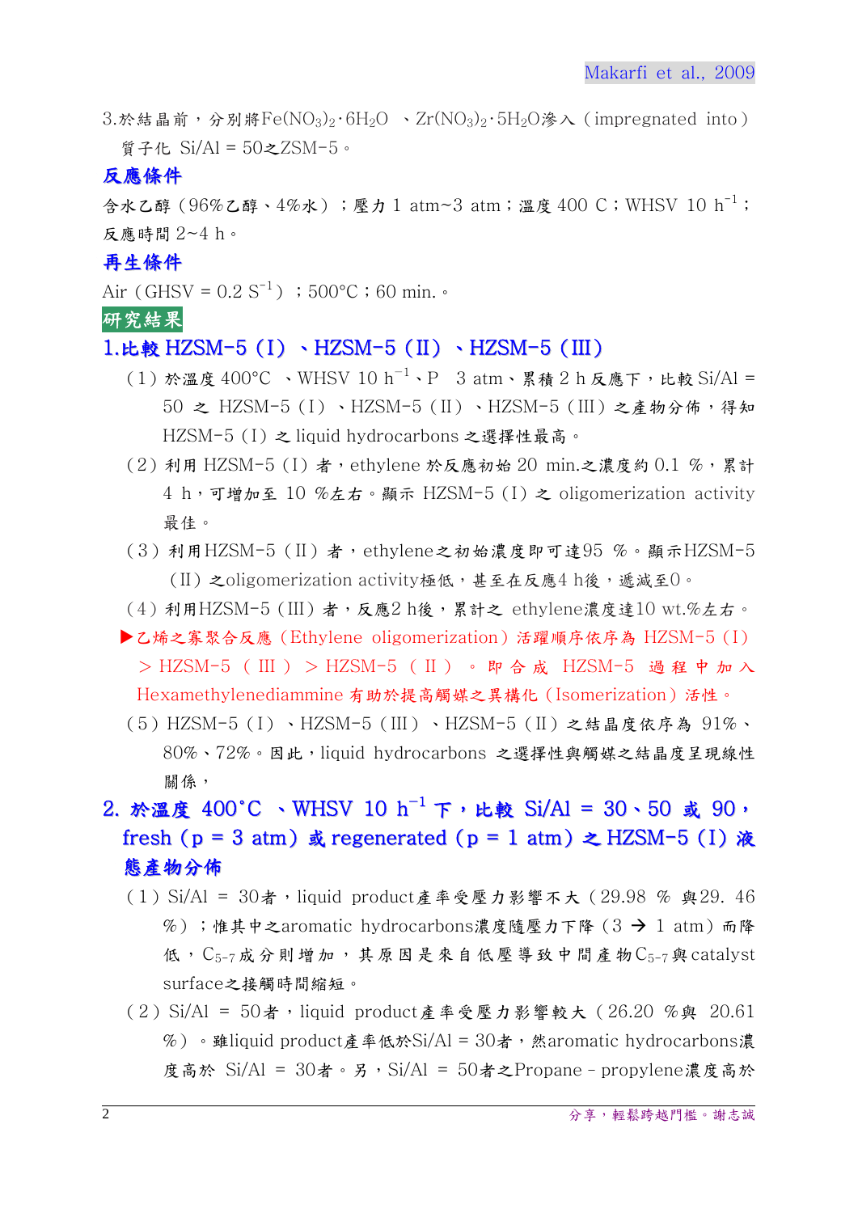3.於結晶前，分別將$Fe(NO_3)_2 \cdot 6H_2O$ 、$Zr(NO_3)_2 \cdot 5H_2O$滲入（impregnated into）質子化 Si/Al = 50之ZSM-5。

## 反應條件

含水乙醇（96%乙醇、4%水）；壓力 1 atm~3 atm；溫度 400 C；WHSV 10 $h^{-1}$；反應時間 2~4 h。

## 再生條件

Air（GHSV = 0.2 $S^{-1}$）；500°C；60 min.。

## 研究結果

### 1.比較 HZSM-5（I）、HZSM-5（II）、HZSM-5（III）

（1）於溫度 400°C 、WHSV 10 $h^{-1}$、P 3 atm、累積 2 h 反應下，比較 Si/Al = 50 之 HZSM-5（I）、HZSM-5（II）、HZSM-5（III）之產物分佈，得知 HZSM-5（I）之 liquid hydrocarbons 之選擇性最高。

（2）利用 HZSM-5（I）者，ethylene 於反應初始 20 min.之濃度約 0.1 %，累計 4 h，可增加至 10 %左右。顯示 HZSM-5（I）之 oligomerization activity 最佳。

（3）利用HZSM-5（II）者，ethylene之初始濃度即可達95 %。顯示HZSM-5（II）之oligomerization activity極低，甚至在反應4 h後，遞減至0。

（4）利用HZSM-5（III）者，反應2 h後，累計之 ethylene濃度達10 wt.%左右。

▶乙烯之寡聚合反應（Ethylene oligomerization）活躍順序依序為 HZSM-5（I）＞HZSM-5（III）＞HZSM-5（II）。即合成 HZSM-5 過程中加入 Hexamethylenediammine 有助於提高觸媒之異構化（Isomerization）活性。

（5）HZSM-5（I）、HZSM-5（III）、HZSM-5（II）之結晶度依序為 91%、80%、72%。因此，liquid hydrocarbons 之選擇性與觸媒之結晶度呈現線性關係，

### 2. 於溫度 400˚C 、WHSV 10 $h^{-1}$ 下，比較 Si/Al = 30、50 或 90，fresh（p = 3 atm）或 regenerated（p = 1 atm）之 HZSM-5（I）液態產物分佈

（1）Si/Al = 30者，liquid product產率受壓力影響不大（29.98 % 與29. 46 %）；惟其中之aromatic hydrocarbons濃度隨壓力下降（3 → 1 atm）而降低，$C_{5\text{-}7}$成分則增加，其原因是來自低壓導致中間產物$C_{5\text{-}7}$與catalyst surface之接觸時間縮短。

（2）Si/Al = 50者，liquid product產率受壓力影響較大（26.20 %與 20.61 %）。雖liquid product產率低於Si/Al = 30者，然aromatic hydrocarbons濃度高於 Si/Al = 30者。另，Si/Al = 50者之Propane－propylene濃度高於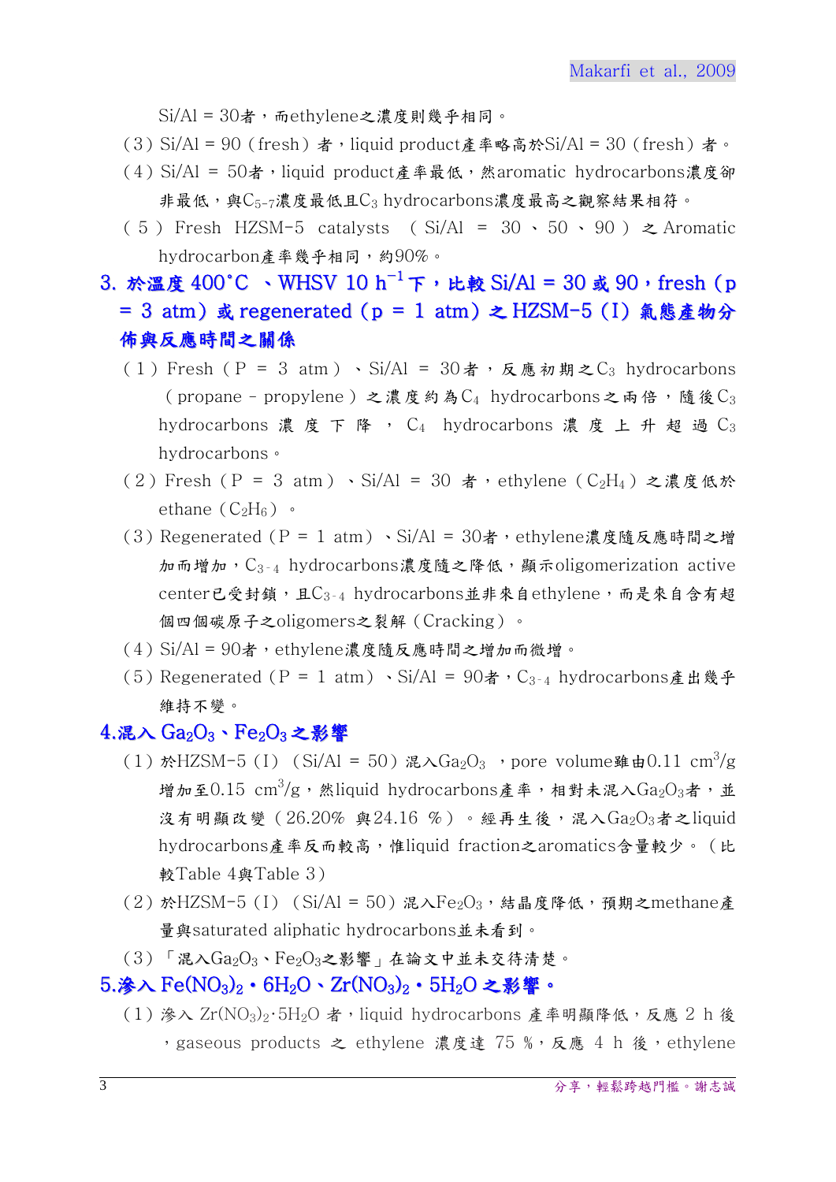Si/Al = 30者，而ethylene之濃度則幾乎相同。

（3）Si/Al = 90（fresh）者，liquid product產率略高於Si/Al = 30（fresh）者。

（4）Si/Al = 50者，liquid product產率最低，然aromatic hydrocarbons濃度卻非最低，與$C_{5-7}$濃度最低且$C_3$ hydrocarbons濃度最高之觀察結果相符。

（5）Fresh HZSM-5 catalysts （Si/Al = 30、50、90）之Aromatic hydrocarbon產率幾乎相同，約90%。

## 3. 於溫度 400°C 、WHSV 10 $h^{-1}$下，比較 Si/Al = 30 或 90，fresh（p = 3 atm）或 regenerated（p = 1 atm）之 HZSM-5（I）氣態產物分佈與反應時間之關係

（1）Fresh（P = 3 atm）、Si/Al = 30者，反應初期之$C_3$ hydrocarbons（propane－propylene）之濃度約為$C_4$ hydrocarbons之兩倍，隨後$C_3$ hydrocarbons濃度下降，$C_4$ hydrocarbons濃度上升超過$C_3$ hydrocarbons。

（2）Fresh（P = 3 atm）、Si/Al = 30 者，ethylene（$C_2H_4$）之濃度低於ethane（$C_2H_6$）。

（3）Regenerated（P = 1 atm）、Si/Al = 30者，ethylene濃度隨反應時間之增加而增加，$C_{3-4}$ hydrocarbons濃度隨之降低，顯示oligomerization active center已受封鎖，且$C_{3-4}$ hydrocarbons並非來自ethylene，而是來自含有超個四個碳原子之oligomers之裂解（Cracking）。

（4）Si/Al = 90者，ethylene濃度隨反應時間之增加而微增。

（5）Regenerated（P = 1 atm）、Si/Al = 90者，$C_{3-4}$ hydrocarbons產出幾乎維持不變。

## 4.混入 $Ga_2O_3$、$Fe_2O_3$之影響

（1）於HZSM-5（I）（Si/Al = 50）混入$Ga_2O_3$ ，pore volume雖由0.11 $cm^3/g$增加至0.15 $cm^3/g$，然liquid hydrocarbons產率，相對未混入$Ga_2O_3$者，並沒有明顯改變（26.20% 與24.16 %）。經再生後，混入$Ga_2O_3$者之liquid hydrocarbons產率反而較高，惟liquid fraction之aromatics含量較少。（比較Table 4與Table 3）

（2）於HZSM-5（I）（Si/Al = 50）混入$Fe_2O_3$，結晶度降低，預期之methane產量與saturated aliphatic hydrocarbons並未看到。

（3）「混入$Ga_2O_3$、$Fe_2O_3$之影響」在論文中並未交待清楚。

## 5.滲入 $Fe(NO_3)_2 \cdot 6H_2O$、$Zr(NO_3)_2 \cdot 5H_2O$ 之影響。

（1）滲入 $Zr(NO_3)_2 \cdot 5H_2O$ 者，liquid hydrocarbons 產率明顯降低，反應 2 h 後，gaseous products 之 ethylene 濃度達 75 %，反應 4 h 後，ethylene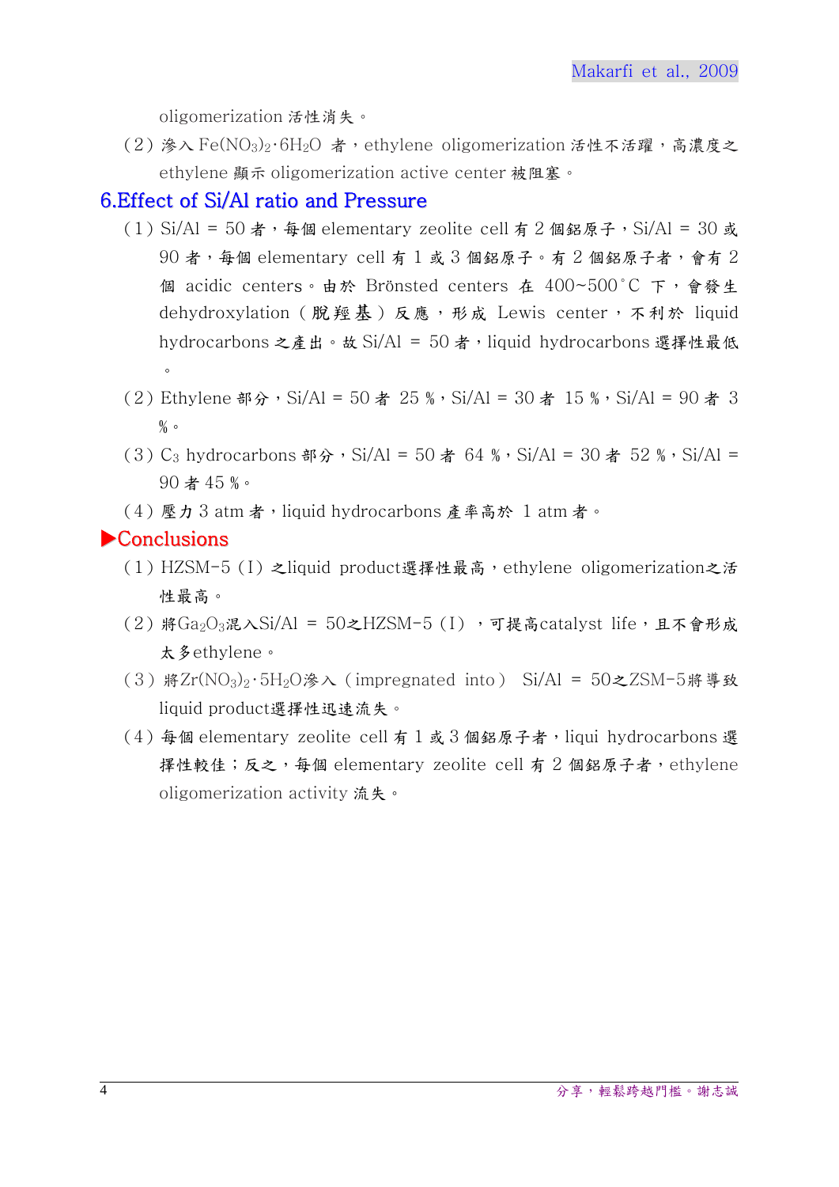oligomerization 活性消失。

（2）滲入 $Fe(NO_3)_2 \cdot 6H_2O$ 者，ethylene oligomerization 活性不活躍，高濃度之 ethylene 顯示 oligomerization active center 被阻塞。

## 6.Effect of Si/Al ratio and Pressure

（1）Si/Al = 50 者，每個 elementary zeolite cell 有 2 個鋁原子，Si/Al = 30 或 90 者，每個 elementary cell 有 1 或 3 個鋁原子。有 2 個鋁原子者，會有 2 個 acidic centers。由於 Brönsted centers 在 400~500˚C 下，會發生 dehydroxylation（脫羥基）反應，形成 Lewis center，不利於 liquid hydrocarbons 之產出。故 Si/Al = 50 者，liquid hydrocarbons 選擇性最低。

（2）Ethylene 部分，Si/Al = 50 者 25 %，Si/Al = 30 者 15 %，Si/Al = 90 者 3 %。

（3）$C_3$ hydrocarbons 部分，Si/Al = 50 者 64 %，Si/Al = 30 者 52 %，Si/Al = 90 者 45 %。

（4）壓力 3 atm 者，liquid hydrocarbons 產率高於 1 atm 者。

## ▶Conclusions

（1）HZSM-5（I）之liquid product選擇性最高，ethylene oligomerization之活性最高。

（2）將$Ga_2O_3$混入Si/Al = 50之HZSM-5（I），可提高catalyst life，且不會形成太多ethylene。

（3）將$Zr(NO_3)_2 \cdot 5H_2O$滲入（impregnated into） Si/Al = 50之ZSM-5將導致liquid product選擇性迅速流失。

（4）每個 elementary zeolite cell 有 1 或 3 個鋁原子者，liqui hydrocarbons 選擇性較佳；反之，每個 elementary zeolite cell 有 2 個鋁原子者，ethylene oligomerization activity 流失。